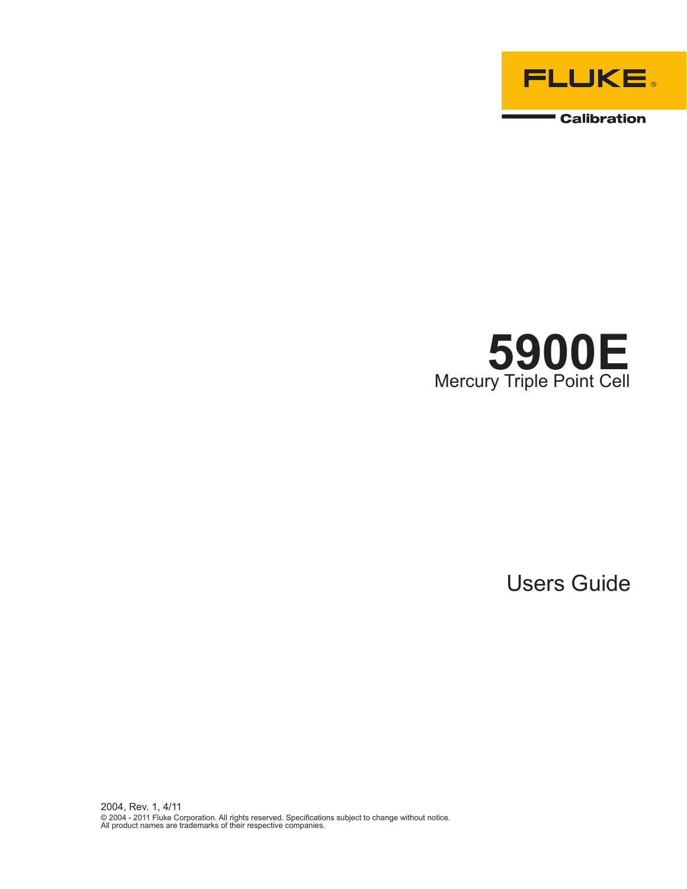FLUKE®

Calibration

# 5900E

## Mercury Triple Point Cell

## Users Guide

2004, Rev. 1, 4/11

© 2004 - 2011 Fluke Corporation. All rights reserved. Specifications subject to change without notice.
All product names are trademarks of their respective companies.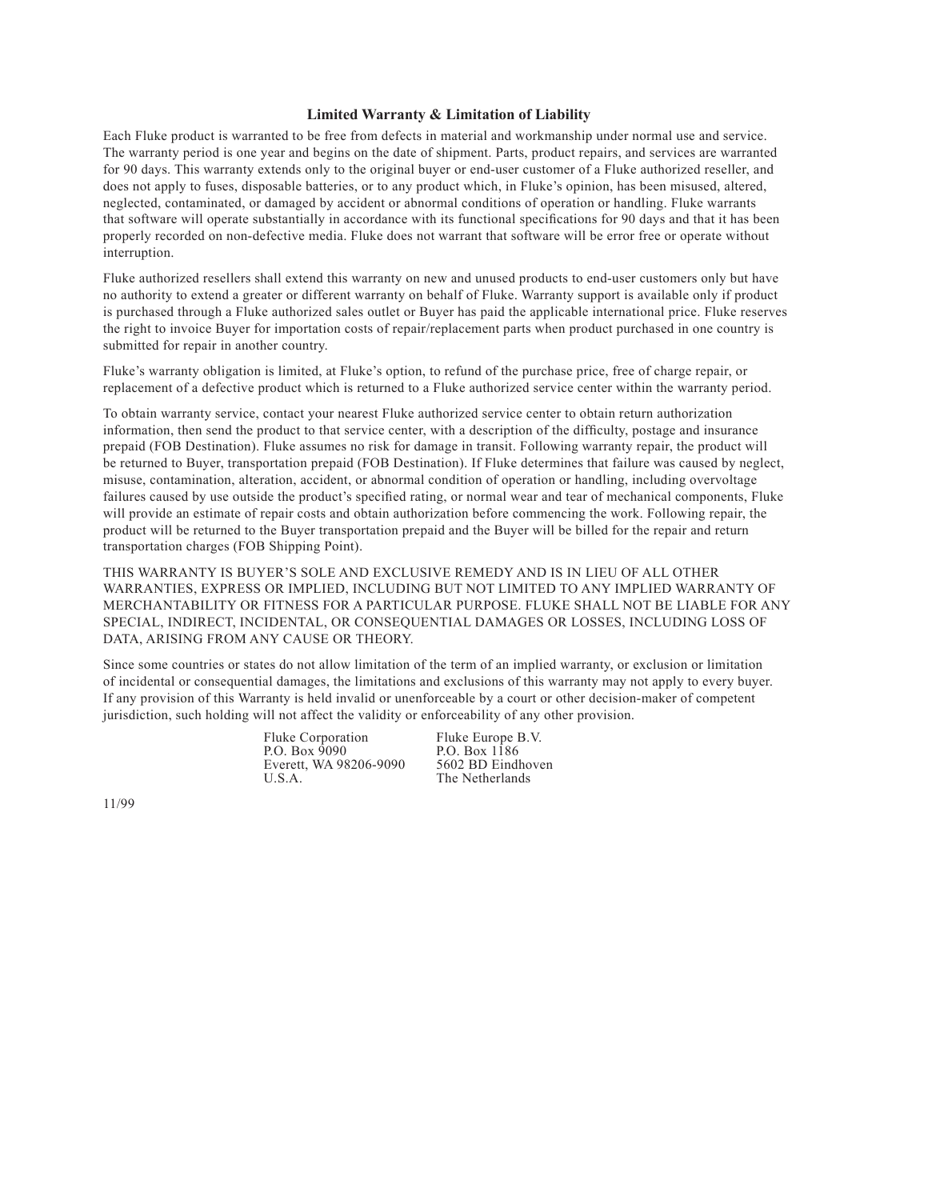## Limited Warranty & Limitation of Liability

Each Fluke product is warranted to be free from defects in material and workmanship under normal use and service. The warranty period is one year and begins on the date of shipment. Parts, product repairs, and services are warranted for 90 days. This warranty extends only to the original buyer or end-user customer of a Fluke authorized reseller, and does not apply to fuses, disposable batteries, or to any product which, in Fluke's opinion, has been misused, altered, neglected, contaminated, or damaged by accident or abnormal conditions of operation or handling. Fluke warrants that software will operate substantially in accordance with its functional specifications for 90 days and that it has been properly recorded on non-defective media. Fluke does not warrant that software will be error free or operate without interruption.

Fluke authorized resellers shall extend this warranty on new and unused products to end-user customers only but have no authority to extend a greater or different warranty on behalf of Fluke. Warranty support is available only if product is purchased through a Fluke authorized sales outlet or Buyer has paid the applicable international price. Fluke reserves the right to invoice Buyer for importation costs of repair/replacement parts when product purchased in one country is submitted for repair in another country.

Fluke's warranty obligation is limited, at Fluke's option, to refund of the purchase price, free of charge repair, or replacement of a defective product which is returned to a Fluke authorized service center within the warranty period.

To obtain warranty service, contact your nearest Fluke authorized service center to obtain return authorization information, then send the product to that service center, with a description of the difficulty, postage and insurance prepaid (FOB Destination). Fluke assumes no risk for damage in transit. Following warranty repair, the product will be returned to Buyer, transportation prepaid (FOB Destination). If Fluke determines that failure was caused by neglect, misuse, contamination, alteration, accident, or abnormal condition of operation or handling, including overvoltage failures caused by use outside the product's specified rating, or normal wear and tear of mechanical components, Fluke will provide an estimate of repair costs and obtain authorization before commencing the work. Following repair, the product will be returned to the Buyer transportation prepaid and the Buyer will be billed for the repair and return transportation charges (FOB Shipping Point).

THIS WARRANTY IS BUYER'S SOLE AND EXCLUSIVE REMEDY AND IS IN LIEU OF ALL OTHER WARRANTIES, EXPRESS OR IMPLIED, INCLUDING BUT NOT LIMITED TO ANY IMPLIED WARRANTY OF MERCHANTABILITY OR FITNESS FOR A PARTICULAR PURPOSE. FLUKE SHALL NOT BE LIABLE FOR ANY SPECIAL, INDIRECT, INCIDENTAL, OR CONSEQUENTIAL DAMAGES OR LOSSES, INCLUDING LOSS OF DATA, ARISING FROM ANY CAUSE OR THEORY.

Since some countries or states do not allow limitation of the term of an implied warranty, or exclusion or limitation of incidental or consequential damages, the limitations and exclusions of this warranty may not apply to every buyer. If any provision of this Warranty is held invalid or unenforceable by a court or other decision-maker of competent jurisdiction, such holding will not affect the validity or enforceability of any other provision.

Fluke Corporation
P.O. Box 9090
Everett, WA 98206-9090
U.S.A.

Fluke Europe B.V.
P.O. Box 1186
5602 BD Eindhoven
The Netherlands

11/99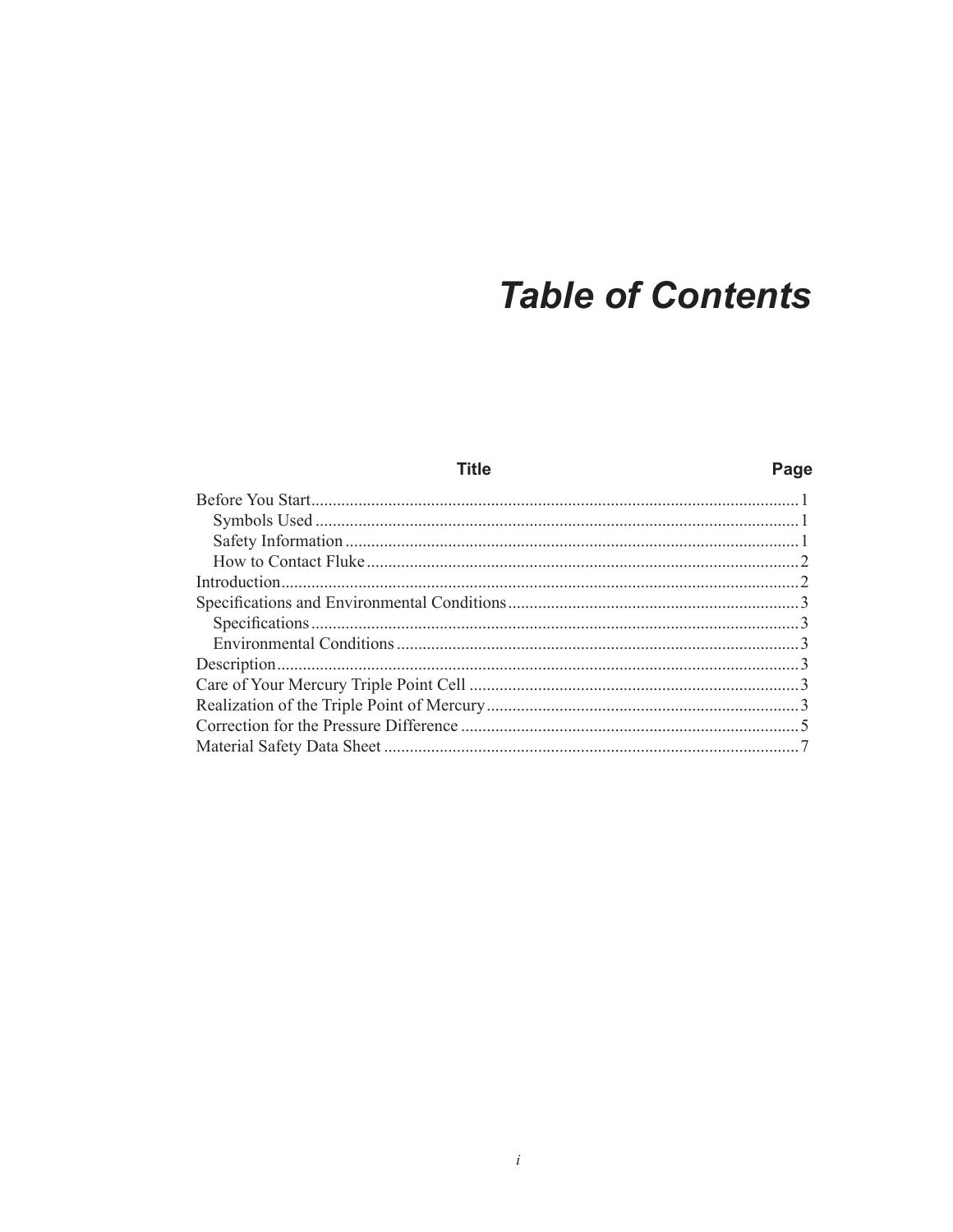# Table of Contents

| Title | Page |
|---|---|
| Before You Start | 1 |
|     Symbols Used | 1 |
|     Safety Information | 1 |
|     How to Contact Fluke | 2 |
| Introduction | 2 |
| Specifications and Environmental Conditions | 3 |
|     Specifications | 3 |
|     Environmental Conditions | 3 |
| Description | 3 |
| Care of Your Mercury Triple Point Cell | 3 |
| Realization of the Triple Point of Mercury | 3 |
| Correction for the Pressure Difference | 5 |
| Material Safety Data Sheet | 7 |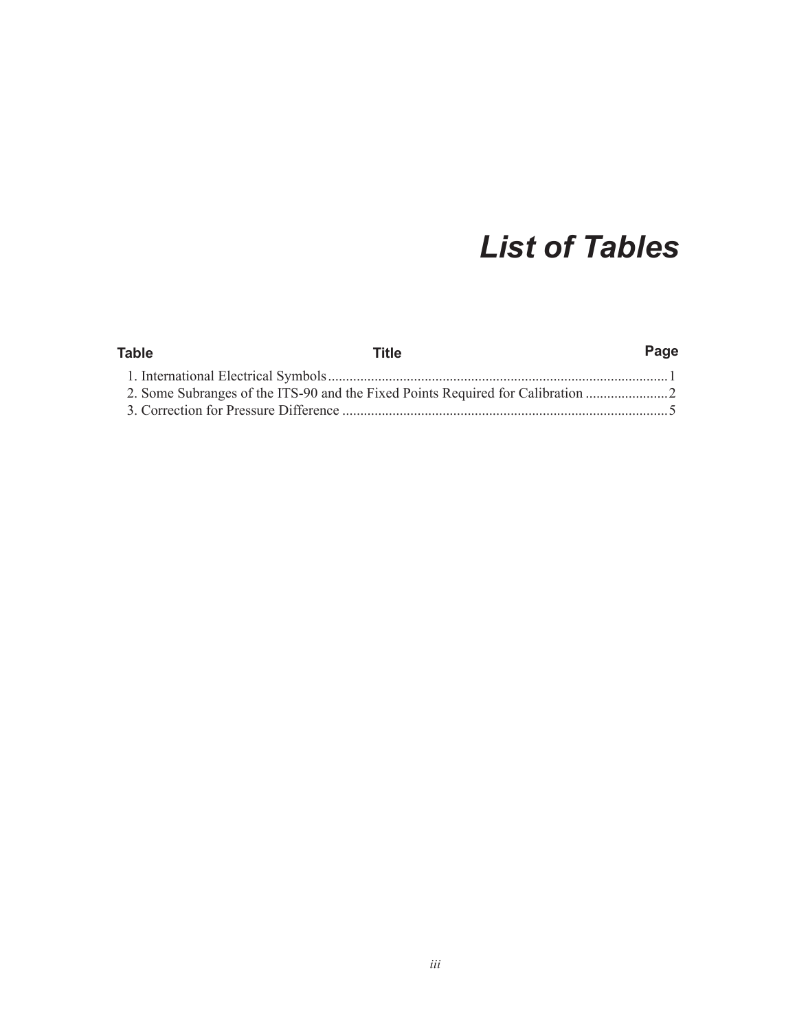# *List of Tables*

| Table | Title | Page |
|---|---|---|
| 1. | International Electrical Symbols | 1 |
| 2. | Some Subranges of the ITS-90 and the Fixed Points Required for Calibration | 2 |
| 3. | Correction for Pressure Difference | 5 |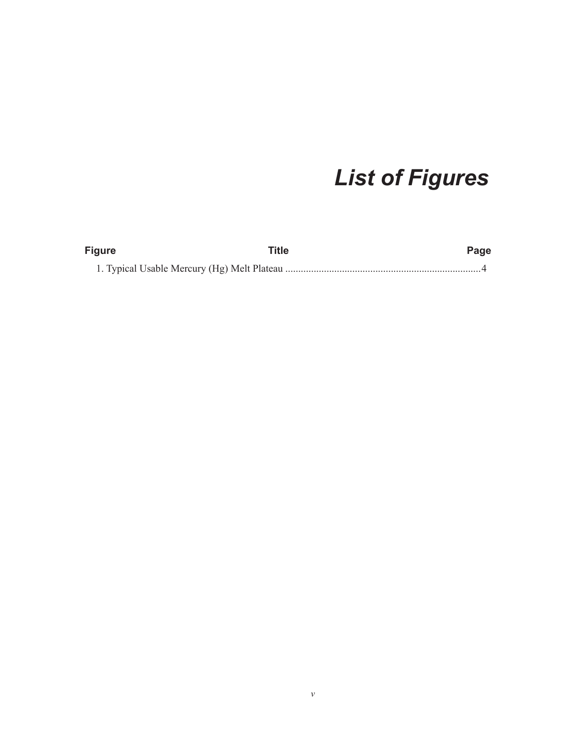# *List of Figures*

| Figure | Title | Page |
|---|---|---|
| 1. | Typical Usable Mercury (Hg) Melt Plateau | 4 |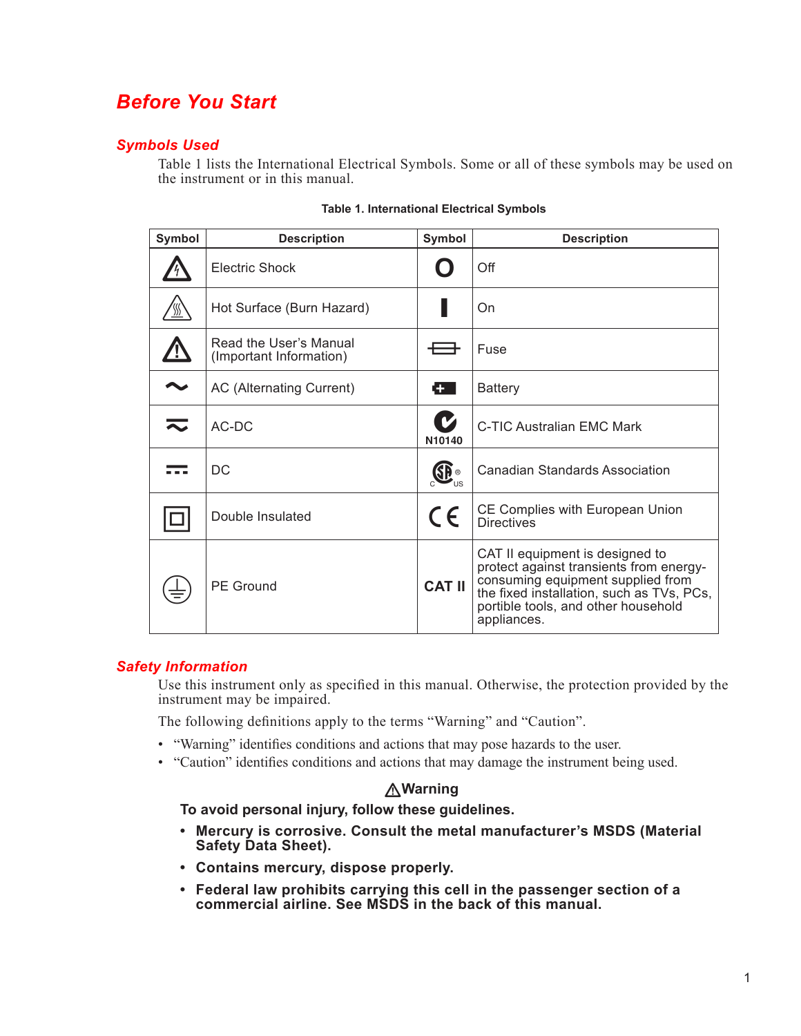# Before You Start

## Symbols Used

Table 1 lists the International Electrical Symbols. Some or all of these symbols may be used on the instrument or in this manual.

**Table 1. International Electrical Symbols**

| Symbol | Description | Symbol | Description |
|---|---|---|---|
| ⚠ | Electric Shock | O | Off |
| ⚠ | Hot Surface (Burn Hazard) | I | On |
| ⚠ | Read the User's Manual (Important Information) | ⊟ | Fuse |
| ~ | AC (Alternating Current) | + | Battery |
| ≂ | AC-DC | N10140 | C-TIC Australian EMC Mark |
| ⎓ | DC | C SA US | Canadian Standards Association |
| ⧈ | Double Insulated | CE | CE Complies with European Union Directives |
| ⏚ | PE Ground | CAT II | CAT II equipment is designed to protect against transients from energy-consuming equipment supplied from the fixed installation, such as TVs, PCs, portable tools, and other household appliances. |

## Safety Information

Use this instrument only as specified in this manual. Otherwise, the protection provided by the instrument may be impaired.

The following definitions apply to the terms "Warning" and "Caution".

- "Warning" identifies conditions and actions that may pose hazards to the user.
- "Caution" identifies conditions and actions that may damage the instrument being used.

**⚠Warning**

**To avoid personal injury, follow these guidelines.**

- **Mercury is corrosive. Consult the metal manufacturer's MSDS (Material Safety Data Sheet).**
- **Contains mercury, dispose properly.**
- **Federal law prohibits carrying this cell in the passenger section of a commercial airline. See MSDS in the back of this manual.**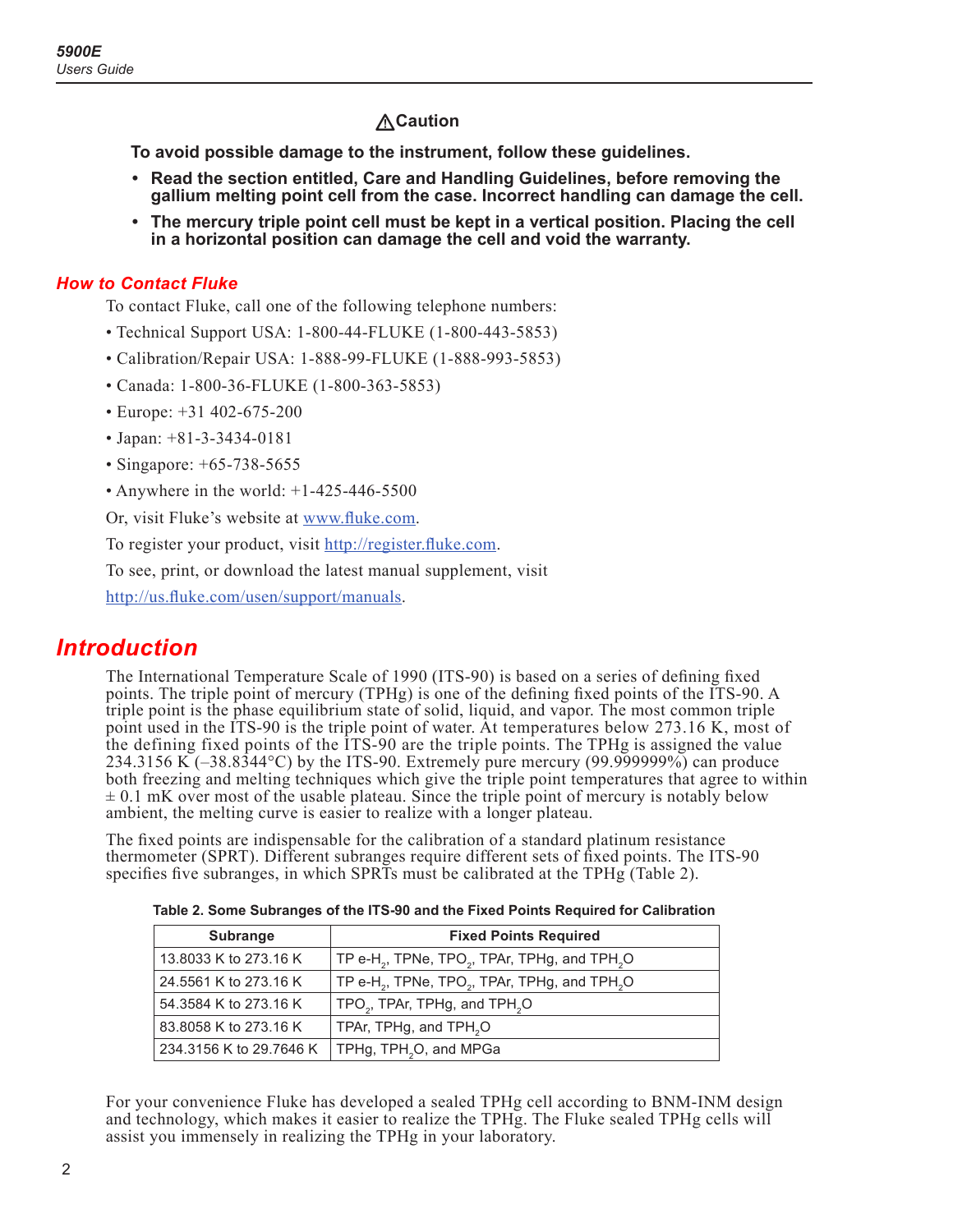## ⚠Caution

**To avoid possible damage to the instrument, follow these guidelines.**

- **Read the section entitled, Care and Handling Guidelines, before removing the gallium melting point cell from the case. Incorrect handling can damage the cell.**
- **The mercury triple point cell must be kept in a vertical position. Placing the cell in a horizontal position can damage the cell and void the warranty.**

### *How to Contact Fluke*

To contact Fluke, call one of the following telephone numbers:

- Technical Support USA: 1-800-44-FLUKE (1-800-443-5853)
- Calibration/Repair USA: 1-888-99-FLUKE (1-888-993-5853)
- Canada: 1-800-36-FLUKE (1-800-363-5853)
- Europe: +31 402-675-200
- Japan: +81-3-3434-0181
- Singapore: +65-738-5655
- Anywhere in the world: +1-425-446-5500

Or, visit Fluke's website at www.fluke.com.

To register your product, visit http://register.fluke.com.

To see, print, or download the latest manual supplement, visit http://us.fluke.com/usen/support/manuals.

## *Introduction*

The International Temperature Scale of 1990 (ITS-90) is based on a series of defining fixed points. The triple point of mercury (TPHg) is one of the defining fixed points of the ITS-90. A triple point is the phase equilibrium state of solid, liquid, and vapor. The most common triple point used in the ITS-90 is the triple point of water. At temperatures below 273.16 K, most of the defining fixed points of the ITS-90 are the triple points. The TPHg is assigned the value 234.3156 K (–38.8344°C) by the ITS-90. Extremely pure mercury (99.999999%) can produce both freezing and melting techniques which give the triple point temperatures that agree to within ± 0.1 mK over most of the usable plateau. Since the triple point of mercury is notably below ambient, the melting curve is easier to realize with a longer plateau.

The fixed points are indispensable for the calibration of a standard platinum resistance thermometer (SPRT). Different subranges require different sets of fixed points. The ITS-90 specifies five subranges, in which SPRTs must be calibrated at the TPHg (Table 2).

**Table 2. Some Subranges of the ITS-90 and the Fixed Points Required for Calibration**

| Subrange | Fixed Points Required |
|---|---|
| 13.8033 K to 273.16 K | TP e-$H_2$, TPNe, T$PO_2$, TPAr, TPHg, and TP$H_2O$ |
| 24.5561 K to 273.16 K | TP e-$H_2$, TPNe, T$PO_2$, TPAr, TPHg, and TP$H_2O$ |
| 54.3584 K to 273.16 K | T$PO_2$, TPAr, TPHg, and TP$H_2O$ |
| 83.8058 K to 273.16 K | TPAr, TPHg, and TP$H_2O$ |
| 234.3156 K to 29.7646 K | TPHg, TP$H_2O$, and MPGa |

For your convenience Fluke has developed a sealed TPHg cell according to BNM-INM design and technology, which makes it easier to realize the TPHg. The Fluke sealed TPHg cells will assist you immensely in realizing the TPHg in your laboratory.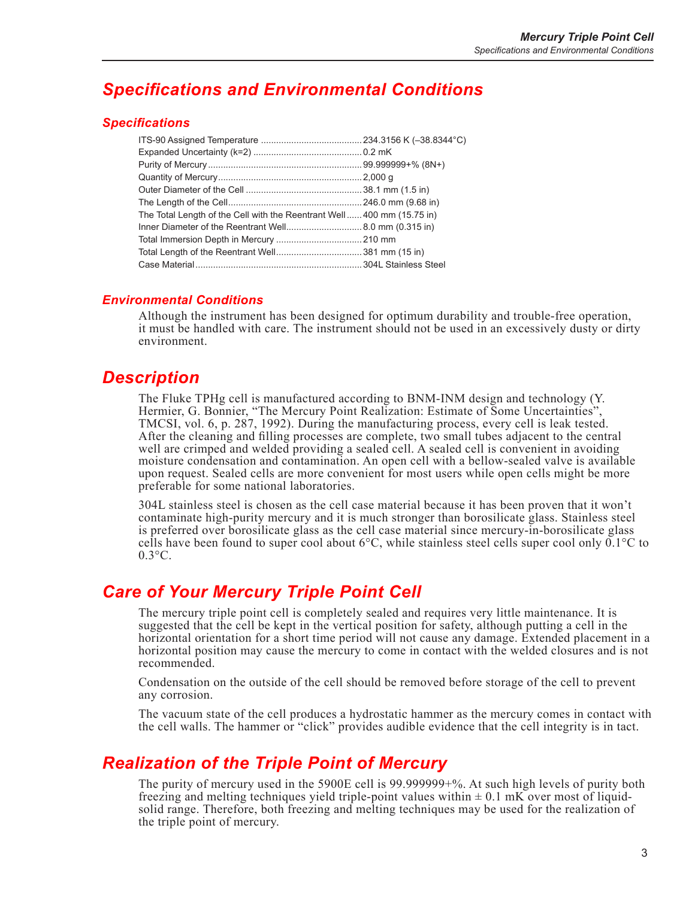## Specifications and Environmental Conditions

### Specifications

| Specification | Value |
|---|---|
| ITS-90 Assigned Temperature | 234.3156 K (–38.8344°C) |
| Expanded Uncertainty (k=2) | 0.2 mK |
| Purity of Mercury | 99.999999+% (8N+) |
| Quantity of Mercury | 2,000 g |
| Outer Diameter of the Cell | 38.1 mm (1.5 in) |
| The Length of the Cell | 246.0 mm (9.68 in) |
| The Total Length of the Cell with the Reentrant Well | 400 mm (15.75 in) |
| Inner Diameter of the Reentrant Well | 8.0 mm (0.315 in) |
| Total Immersion Depth in Mercury | 210 mm |
| Total Length of the Reentrant Well | 381 mm (15 in) |
| Case Material | 304L Stainless Steel |

### Environmental Conditions

Although the instrument has been designed for optimum durability and trouble-free operation, it must be handled with care. The instrument should not be used in an excessively dusty or dirty environment.

## Description

The Fluke TPHg cell is manufactured according to BNM-INM design and technology (Y. Hermier, G. Bonnier, "The Mercury Point Realization: Estimate of Some Uncertainties", TMCSI, vol. 6, p. 287, 1992). During the manufacturing process, every cell is leak tested. After the cleaning and filling processes are complete, two small tubes adjacent to the central well are crimped and welded providing a sealed cell. A sealed cell is convenient in avoiding moisture condensation and contamination. An open cell with a bellow-sealed valve is available upon request. Sealed cells are more convenient for most users while open cells might be more preferable for some national laboratories.

304L stainless steel is chosen as the cell case material because it has been proven that it won't contaminate high-purity mercury and it is much stronger than borosilicate glass. Stainless steel is preferred over borosilicate glass as the cell case material since mercury-in-borosilicate glass cells have been found to super cool about 6°C, while stainless steel cells super cool only 0.1°C to 0.3°C.

## Care of Your Mercury Triple Point Cell

The mercury triple point cell is completely sealed and requires very little maintenance. It is suggested that the cell be kept in the vertical position for safety, although putting a cell in the horizontal orientation for a short time period will not cause any damage. Extended placement in a horizontal position may cause the mercury to come in contact with the welded closures and is not recommended.

Condensation on the outside of the cell should be removed before storage of the cell to prevent any corrosion.

The vacuum state of the cell produces a hydrostatic hammer as the mercury comes in contact with the cell walls. The hammer or "click" provides audible evidence that the cell integrity is in tact.

## Realization of the Triple Point of Mercury

The purity of mercury used in the 5900E cell is 99.999999+%. At such high levels of purity both freezing and melting techniques yield triple-point values within ± 0.1 mK over most of liquid-solid range. Therefore, both freezing and melting techniques may be used for the realization of the triple point of mercury.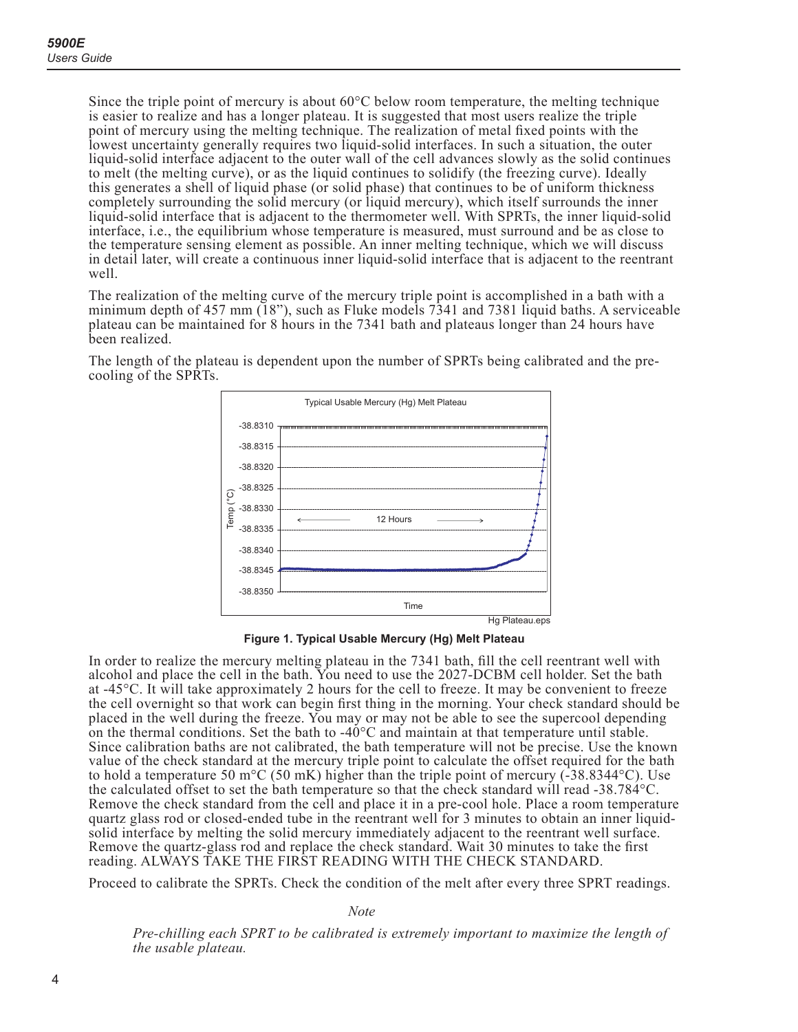Since the triple point of mercury is about 60°C below room temperature, the melting technique is easier to realize and has a longer plateau. It is suggested that most users realize the triple point of mercury using the melting technique. The realization of metal fixed points with the lowest uncertainty generally requires two liquid-solid interfaces. In such a situation, the outer liquid-solid interface adjacent to the outer wall of the cell advances slowly as the solid continues to melt (the melting curve), or as the liquid continues to solidify (the freezing curve). Ideally this generates a shell of liquid phase (or solid phase) that continues to be of uniform thickness completely surrounding the solid mercury (or liquid mercury), which itself surrounds the inner liquid-solid interface that is adjacent to the thermometer well. With SPRTs, the inner liquid-solid interface, i.e., the equilibrium whose temperature is measured, must surround and be as close to the temperature sensing element as possible. An inner melting technique, which we will discuss in detail later, will create a continuous inner liquid-solid interface that is adjacent to the reentrant well.

The realization of the melting curve of the mercury triple point is accomplished in a bath with a minimum depth of 457 mm (18”), such as Fluke models 7341 and 7381 liquid baths. A serviceable plateau can be maintained for 8 hours in the 7341 bath and plateaus longer than 24 hours have been realized.

The length of the plateau is dependent upon the number of SPRTs being calibrated and the pre-cooling of the SPRTs.

**Figure 1. Typical Usable Mercury (Hg) Melt Plateau**

In order to realize the mercury melting plateau in the 7341 bath, fill the cell reentrant well with alcohol and place the cell in the bath. You need to use the 2027-DCBM cell holder. Set the bath at -45°C. It will take approximately 2 hours for the cell to freeze. It may be convenient to freeze the cell overnight so that work can begin first thing in the morning. Your check standard should be placed in the well during the freeze. You may or may not be able to see the supercool depending on the thermal conditions. Set the bath to -40°C and maintain at that temperature until stable. Since calibration baths are not calibrated, the bath temperature will not be precise. Use the known value of the check standard at the mercury triple point to calculate the offset required for the bath to hold a temperature 50 m°C (50 mK) higher than the triple point of mercury (-38.8344°C). Use the calculated offset to set the bath temperature so that the check standard will read -38.784°C. Remove the check standard from the cell and place it in a pre-cool hole. Place a room temperature quartz glass rod or closed-ended tube in the reentrant well for 3 minutes to obtain an inner liquid-solid interface by melting the solid mercury immediately adjacent to the reentrant well surface. Remove the quartz-glass rod and replace the check standard. Wait 30 minutes to take the first reading. ALWAYS TAKE THE FIRST READING WITH THE CHECK STANDARD.

Proceed to calibrate the SPRTs. Check the condition of the melt after every three SPRT readings.

*Note*

*Pre-chilling each SPRT to be calibrated is extremely important to maximize the length of the usable plateau.*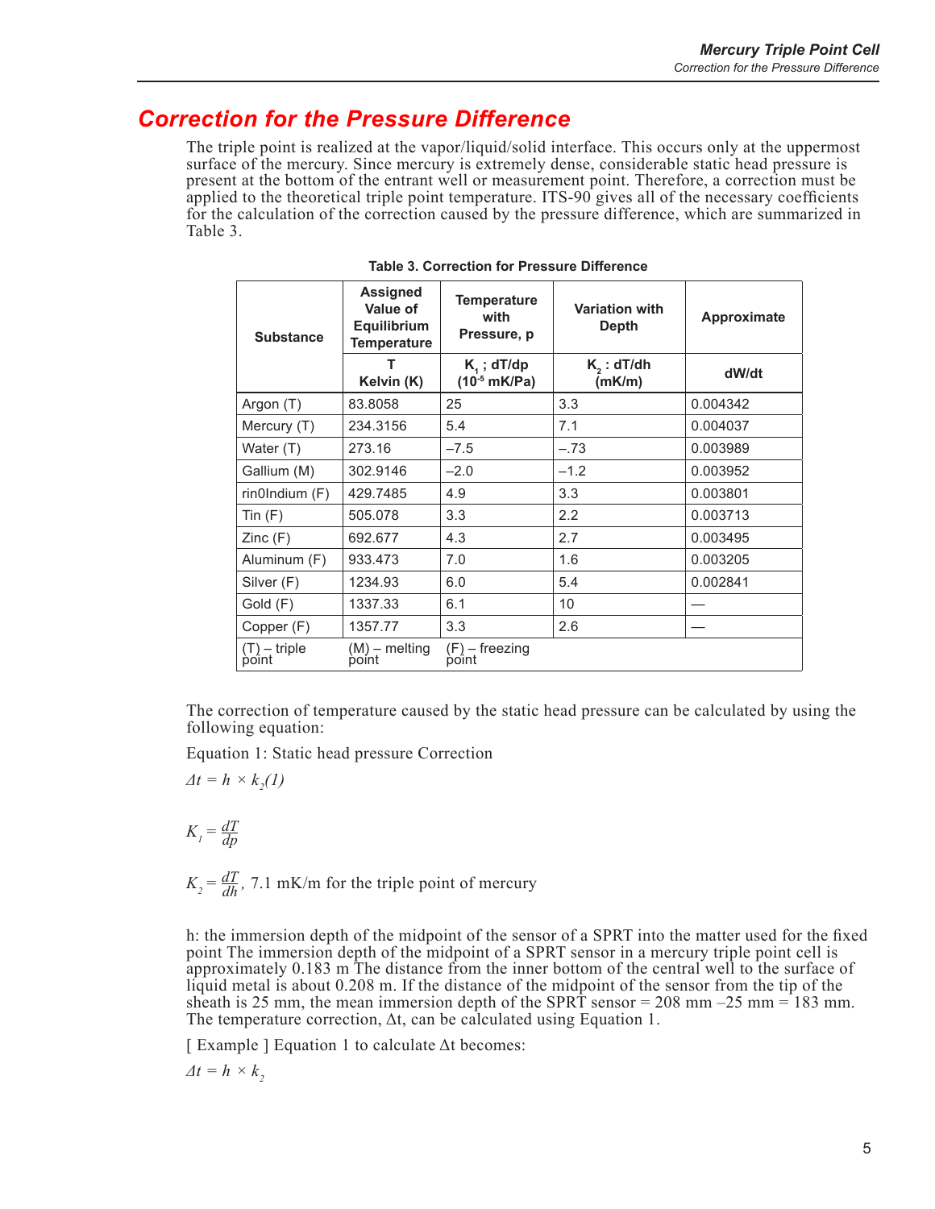## Correction for the Pressure Difference

The triple point is realized at the vapor/liquid/solid interface. This occurs only at the uppermost surface of the mercury. Since mercury is extremely dense, considerable static head pressure is present at the bottom of the entrant well or measurement point. Therefore, a correction must be applied to the theoretical triple point temperature. ITS-90 gives all of the necessary coefficients for the calculation of the correction caused by the pressure difference, which are summarized in Table 3.

**Table 3. Correction for Pressure Difference**

| Substance | Assigned Value of Equilibrium Temperature | Temperature with Pressure, p | Variation with Depth | Approximate |
|---|---|---|---|---|
| | T Kelvin (K) | $K_1$ ; dT/dp ($10^{-5}$ mK/Pa) | $K_2$ : dT/dh (mK/m) | dW/dt |
| Argon (T) | 83.8058 | 25 | 3.3 | 0.004342 |
| Mercury (T) | 234.3156 | 5.4 | 7.1 | 0.004037 |
| Water (T) | 273.16 | –7.5 | –.73 | 0.003989 |
| Gallium (M) | 302.9146 | –2.0 | –1.2 | 0.003952 |
| rin0Indium (F) | 429.7485 | 4.9 | 3.3 | 0.003801 |
| Tin (F) | 505.078 | 3.3 | 2.2 | 0.003713 |
| Zinc (F) | 692.677 | 4.3 | 2.7 | 0.003495 |
| Aluminum (F) | 933.473 | 7.0 | 1.6 | 0.003205 |
| Silver (F) | 1234.93 | 6.0 | 5.4 | 0.002841 |
| Gold (F) | 1337.33 | 6.1 | 10 | — |
| Copper (F) | 1357.77 | 3.3 | 2.6 | — |
| (T) – triple point | (M) – melting point | (F) – freezing point | | |

The correction of temperature caused by the static head pressure can be calculated by using the following equation:

Equation 1: Static head pressure Correction

$$\Delta t = h \times k_2 (1)$$

$$K_1 = \frac{dT}{dp}$$

$$K_2 = \frac{dT}{dh}, \text{ 7.1 mK/m for the triple point of mercury}$$

h: the immersion depth of the midpoint of the sensor of a SPRT into the matter used for the fixed point The immersion depth of the midpoint of a SPRT sensor in a mercury triple point cell is approximately 0.183 m The distance from the inner bottom of the central well to the surface of liquid metal is about 0.208 m. If the distance of the midpoint of the sensor from the tip of the sheath is 25 mm, the mean immersion depth of the SPRT sensor = 208 mm –25 mm = 183 mm. The temperature correction, Δt, can be calculated using Equation 1.

[ Example ] Equation 1 to calculate Δt becomes:

$$\Delta t = h \times k_2$$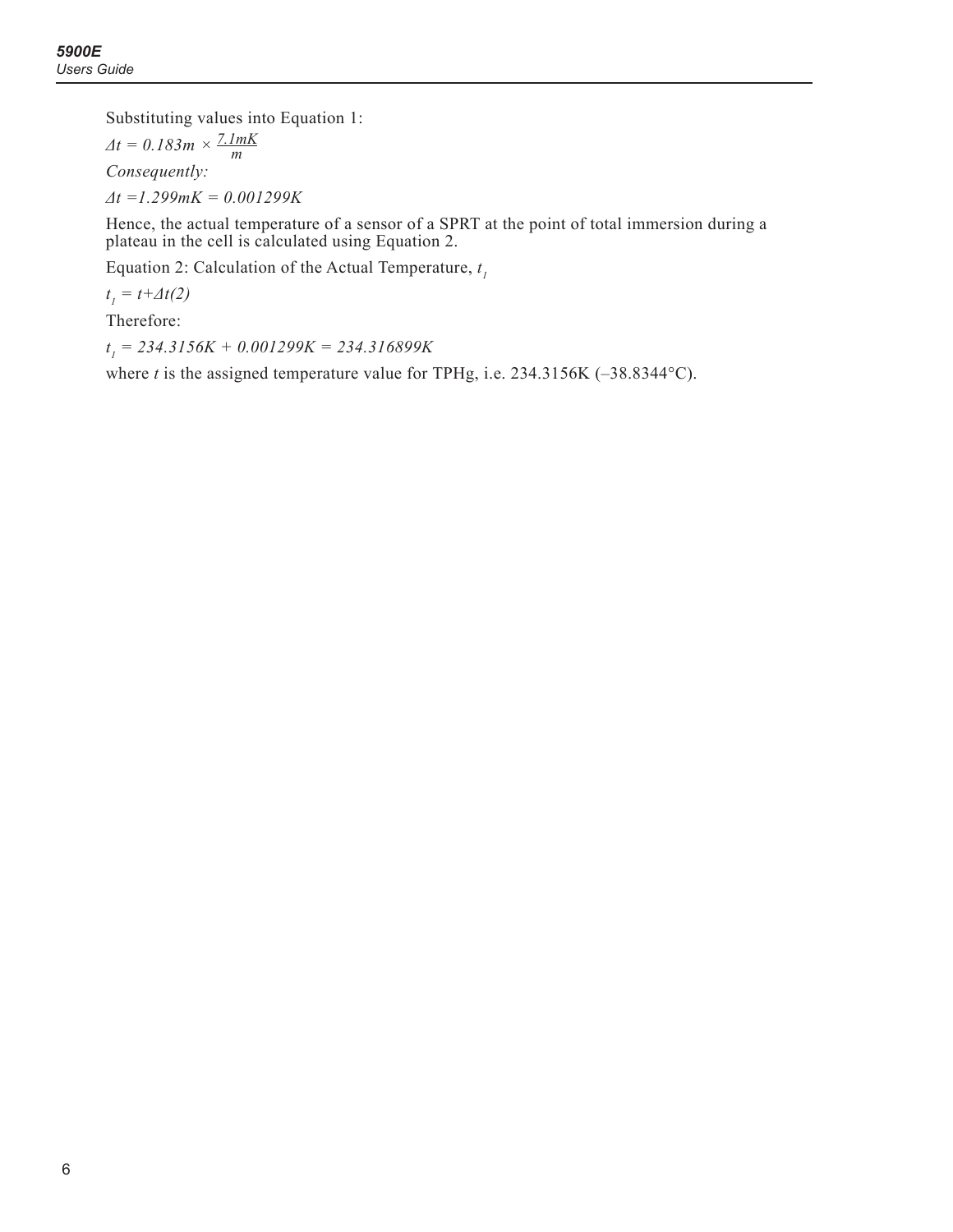Substituting values into Equation 1:

$$\Delta t = 0.183m \times \frac{7.1mK}{m}$$

*Consequently:*

$$\Delta t = 1.299mK = 0.001299K$$

Hence, the actual temperature of a sensor of a SPRT at the point of total immersion during a plateau in the cell is calculated using Equation 2.

Equation 2: Calculation of the Actual Temperature, $t_1$

$$t_1 = t + \Delta t (2)$$

Therefore:

$$t_1 = 234.3156K + 0.001299K = 234.316899K$$

where *t* is the assigned temperature value for TPHg, i.e. 234.3156K (–38.8344°C).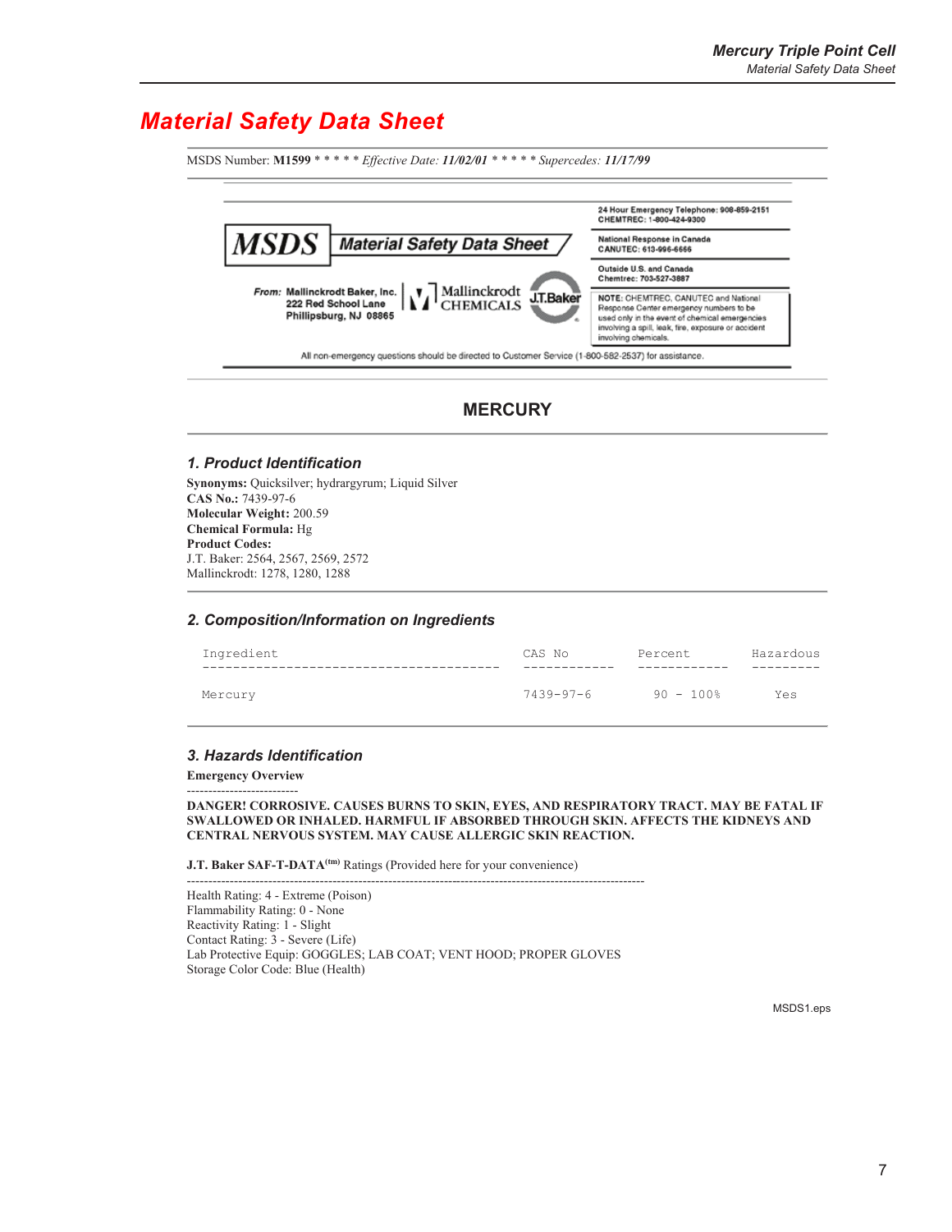# Material Safety Data Sheet

MSDS Number: **M1599** * * * * * *Effective Date:* ***11/02/01*** * * * * * *Supercedes:* ***11/17/99***

---

**MSDS** ***Material Safety Data Sheet***

**From: Mallinckrodt Baker, Inc.**
**222 Red School Lane**
**Phillipsburg, NJ 08865**

Mallinckrodt CHEMICALS | J.T.Baker

**24 Hour Emergency Telephone: 908-859-2151**
**CHEMTREC: 1-800-424-9300**

**National Response in Canada**
**CANUTEC: 613-996-6666**

**Outside U.S. and Canada**
**Chemtrec: 703-527-3887**

**NOTE:** CHEMTREC, CANUTEC and National Response Center emergency numbers to be used only in the event of chemical emergencies involving a spill, leak, fire, exposure or accident involving chemicals.

All non-emergency questions should be directed to Customer Service (1-800-582-2537) for assistance.

---

## MERCURY

### 1. Product Identification

**Synonyms:** Quicksilver; hydrargyrum; Liquid Silver
**CAS No.:** 7439-97-6
**Molecular Weight:** 200.59
**Chemical Formula:** Hg
**Product Codes:**
J.T. Baker: 2564, 2567, 2569, 2572
Mallinckrodt: 1278, 1280, 1288

### 2. Composition/Information on Ingredients

| Ingredient | CAS No | Percent | Hazardous |
|---|---|---|---|
| Mercury | 7439-97-6 | 90 - 100% | Yes |

### 3. Hazards Identification

**Emergency Overview**

**DANGER! CORROSIVE. CAUSES BURNS TO SKIN, EYES, AND RESPIRATORY TRACT. MAY BE FATAL IF SWALLOWED OR INHALED. HARMFUL IF ABSORBED THROUGH SKIN. AFFECTS THE KIDNEYS AND CENTRAL NERVOUS SYSTEM. MAY CAUSE ALLERGIC SKIN REACTION.**

**J.T. Baker SAF-T-DATA(tm)** Ratings (Provided here for your convenience)

Health Rating: 4 - Extreme (Poison)
Flammability Rating: 0 - None
Reactivity Rating: 1 - Slight
Contact Rating: 3 - Severe (Life)
Lab Protective Equip: GOGGLES; LAB COAT; VENT HOOD; PROPER GLOVES
Storage Color Code: Blue (Health)

MSDS1.eps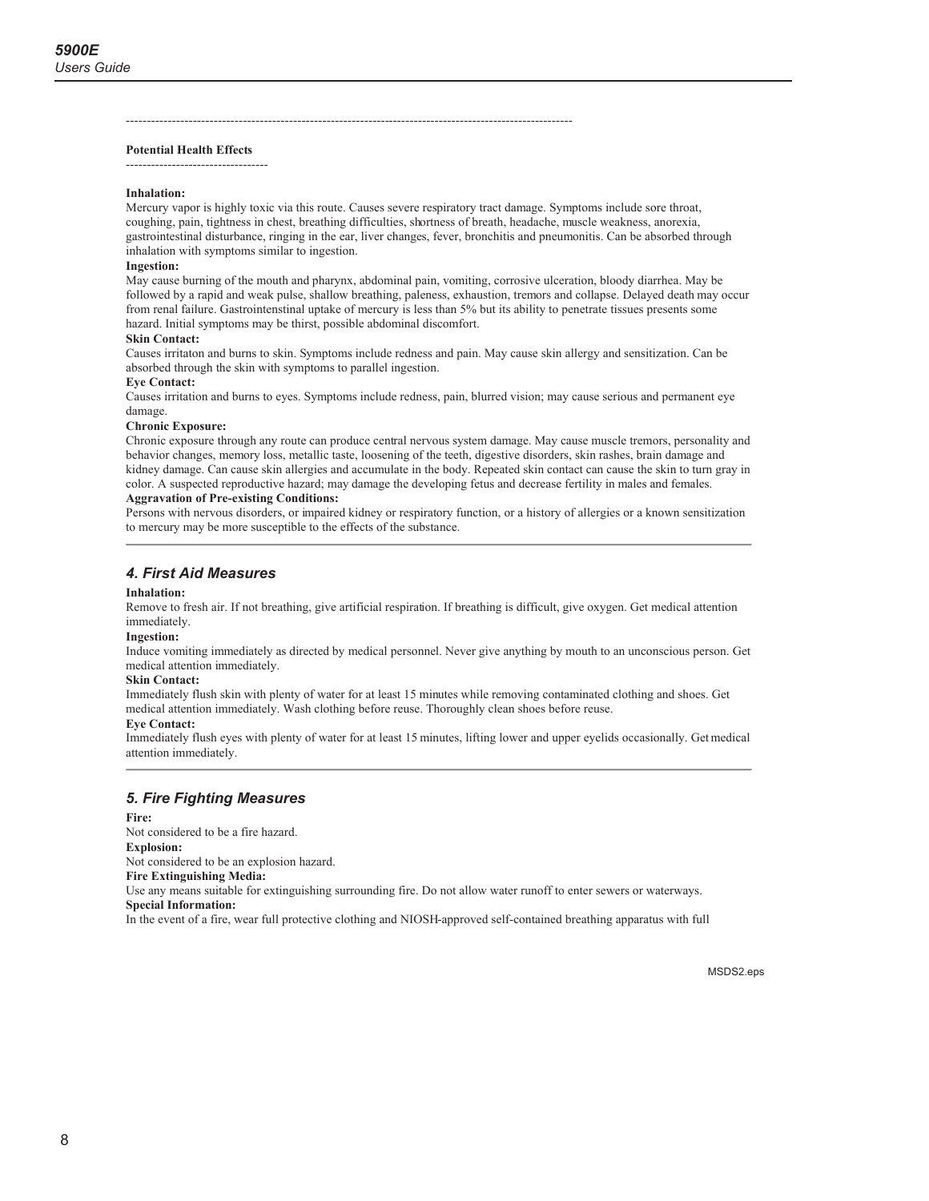---

**Potential Health Effects**

---

**Inhalation:**
Mercury vapor is highly toxic via this route. Causes severe respiratory tract damage. Symptoms include sore throat, coughing, pain, tightness in chest, breathing difficulties, shortness of breath, headache, muscle weakness, anorexia, gastrointestinal disturbance, ringing in the ear, liver changes, fever, bronchitis and pneumonitis. Can be absorbed through inhalation with symptoms similar to ingestion.

**Ingestion:**
May cause burning of the mouth and pharynx, abdominal pain, vomiting, corrosive ulceration, bloody diarrhea. May be followed by a rapid and weak pulse, shallow breathing, paleness, exhaustion, tremors and collapse. Delayed death may occur from renal failure. Gastrointenstinal uptake of mercury is less than 5% but its ability to penetrate tissues presents some hazard. Initial symptoms may be thirst, possible abdominal discomfort.

**Skin Contact:**
Causes irritaton and burns to skin. Symptoms include redness and pain. May cause skin allergy and sensitization. Can be absorbed through the skin with symptoms to parallel ingestion.

**Eye Contact:**
Causes irritation and burns to eyes. Symptoms include redness, pain, blurred vision; may cause serious and permanent eye damage.

**Chronic Exposure:**
Chronic exposure through any route can produce central nervous system damage. May cause muscle tremors, personality and behavior changes, memory loss, metallic taste, loosening of the teeth, digestive disorders, skin rashes, brain damage and kidney damage. Can cause skin allergies and accumulate in the body. Repeated skin contact can cause the skin to turn gray in color. A suspected reproductive hazard; may damage the developing fetus and decrease fertility in males and females.

**Aggravation of Pre-existing Conditions:**
Persons with nervous disorders, or impaired kidney or respiratory function, or a history of allergies or a known sensitization to mercury may be more susceptible to the effects of the substance.

## *4. First Aid Measures*

**Inhalation:**
Remove to fresh air. If not breathing, give artificial respiration. If breathing is difficult, give oxygen. Get medical attention immediately.

**Ingestion:**
Induce vomiting immediately as directed by medical personnel. Never give anything by mouth to an unconscious person. Get medical attention immediately.

**Skin Contact:**
Immediately flush skin with plenty of water for at least 15 minutes while removing contaminated clothing and shoes. Get medical attention immediately. Wash clothing before reuse. Thoroughly clean shoes before reuse.

**Eye Contact:**
Immediately flush eyes with plenty of water for at least 15 minutes, lifting lower and upper eyelids occasionally. Get medical attention immediately.

## *5. Fire Fighting Measures*

**Fire:**
Not considered to be a fire hazard.

**Explosion:**
Not considered to be an explosion hazard.

**Fire Extinguishing Media:**
Use any means suitable for extinguishing surrounding fire. Do not allow water runoff to enter sewers or waterways.

**Special Information:**
In the event of a fire, wear full protective clothing and NIOSH-approved self-contained breathing apparatus with full

MSDS2.eps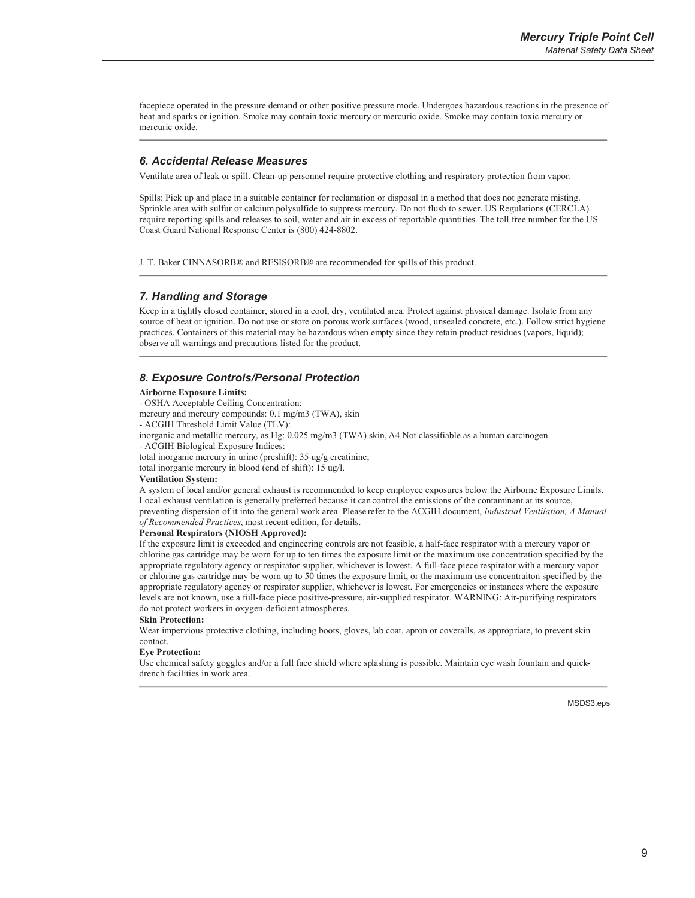facepiece operated in the pressure demand or other positive pressure mode. Undergoes hazardous reactions in the presence of heat and sparks or ignition. Smoke may contain toxic mercury or mercuric oxide. Smoke may contain toxic mercury or mercuric oxide.

### *6. Accidental Release Measures*

Ventilate area of leak or spill. Clean-up personnel require protective clothing and respiratory protection from vapor.

Spills: Pick up and place in a suitable container for reclamation or disposal in a method that does not generate misting. Sprinkle area with sulfur or calcium polysulfide to suppress mercury. Do not flush to sewer. US Regulations (CERCLA) require reporting spills and releases to soil, water and air in excess of reportable quantities. The toll free number for the US Coast Guard National Response Center is (800) 424-8802.

J. T. Baker CINNASORB® and RESISORB® are recommended for spills of this product.

### *7. Handling and Storage*

Keep in a tightly closed container, stored in a cool, dry, ventilated area. Protect against physical damage. Isolate from any source of heat or ignition. Do not use or store on porous work surfaces (wood, unsealed concrete, etc.). Follow strict hygiene practices. Containers of this material may be hazardous when empty since they retain product residues (vapors, liquid); observe all warnings and precautions listed for the product.

### *8. Exposure Controls/Personal Protection*

**Airborne Exposure Limits:**

- OSHA Acceptable Ceiling Concentration:

mercury and mercury compounds: 0.1 mg/m3 (TWA), skin

- ACGIH Threshold Limit Value (TLV):

inorganic and metallic mercury, as Hg: 0.025 mg/m3 (TWA) skin, A4 Not classifiable as a human carcinogen.

- ACGIH Biological Exposure Indices:

total inorganic mercury in urine (preshift): 35 ug/g creatinine;

total inorganic mercury in blood (end of shift): 15 ug/l.

**Ventilation System:**

A system of local and/or general exhaust is recommended to keep employee exposures below the Airborne Exposure Limits. Local exhaust ventilation is generally preferred because it can control the emissions of the contaminant at its source, preventing dispersion of it into the general work area. Please refer to the ACGIH document, *Industrial Ventilation, A Manual of Recommended Practices*, most recent edition, for details.

**Personal Respirators (NIOSH Approved):**

If the exposure limit is exceeded and engineering controls are not feasible, a half-face respirator with a mercury vapor or chlorine gas cartridge may be worn for up to ten times the exposure limit or the maximum use concentration specified by the appropriate regulatory agency or respirator supplier, whichever is lowest. A full-face piece respirator with a mercury vapor or chlorine gas cartridge may be worn up to 50 times the exposure limit, or the maximum use concentraiton specified by the appropriate regulatory agency or respirator supplier, whichever is lowest. For emergencies or instances where the exposure levels are not known, use a full-face piece positive-pressure, air-supplied respirator. WARNING: Air-purifying respirators do not protect workers in oxygen-deficient atmospheres.

**Skin Protection:**

Wear impervious protective clothing, including boots, gloves, lab coat, apron or coveralls, as appropriate, to prevent skin contact.

**Eye Protection:**

Use chemical safety goggles and/or a full face shield where splashing is possible. Maintain eye wash fountain and quick-drench facilities in work area.

MSDS3.eps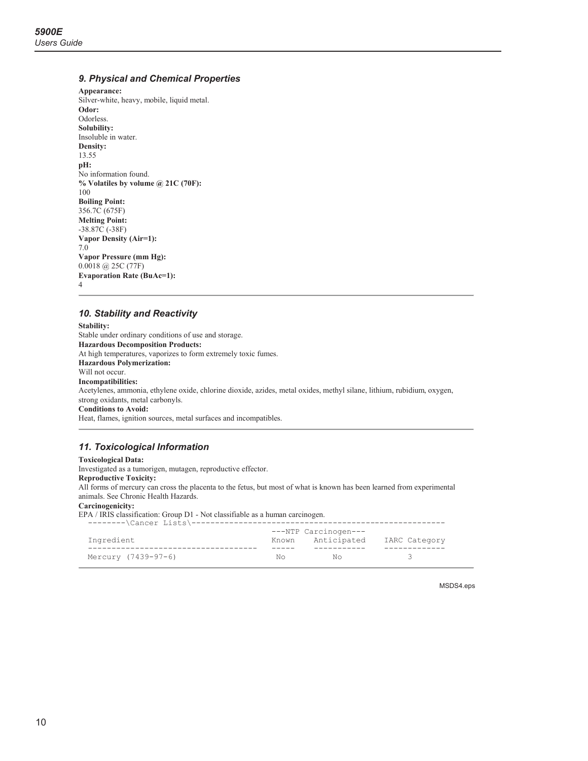### *9. Physical and Chemical Properties*

**Appearance:**
Silver-white, heavy, mobile, liquid metal.
**Odor:**
Odorless.
**Solubility:**
Insoluble in water.
**Density:**
13.55
**pH:**
No information found.
**% Volatiles by volume @ 21C (70F):**
100
**Boiling Point:**
356.7C (675F)
**Melting Point:**
-38.87C (-38F)
**Vapor Density (Air=1):**
7.0
**Vapor Pressure (mm Hg):**
0.0018 @ 25C (77F)
**Evaporation Rate (BuAc=1):**
4

### *10. Stability and Reactivity*

**Stability:**
Stable under ordinary conditions of use and storage.
**Hazardous Decomposition Products:**
At high temperatures, vaporizes to form extremely toxic fumes.
**Hazardous Polymerization:**
Will not occur.
**Incompatibilities:**
Acetylenes, ammonia, ethylene oxide, chlorine dioxide, azides, metal oxides, methyl silane, lithium, rubidium, oxygen, strong oxidants, metal carbonyls.
**Conditions to Avoid:**
Heat, flames, ignition sources, metal surfaces and incompatibles.

### *11. Toxicological Information*

**Toxicological Data:**
Investigated as a tumorigen, mutagen, reproductive effector.
**Reproductive Toxicity:**
All forms of mercury can cross the placenta to the fetus, but most of what is known has been learned from experimental animals. See Chronic Health Hazards.
**Carcinogenicity:**
EPA / IRIS classification: Group D1 - Not classifiable as a human carcinogen.

```
  --------\Cancer Lists\------------------------------------------------------
                                        ---NTP Carcinogen---
  Ingredient                           Known    Anticipated    IARC Category
  ------------------------------------ -----    -----------    -------------
  Mercury (7439-97-6)                   No          No               3
```

MSDS4.eps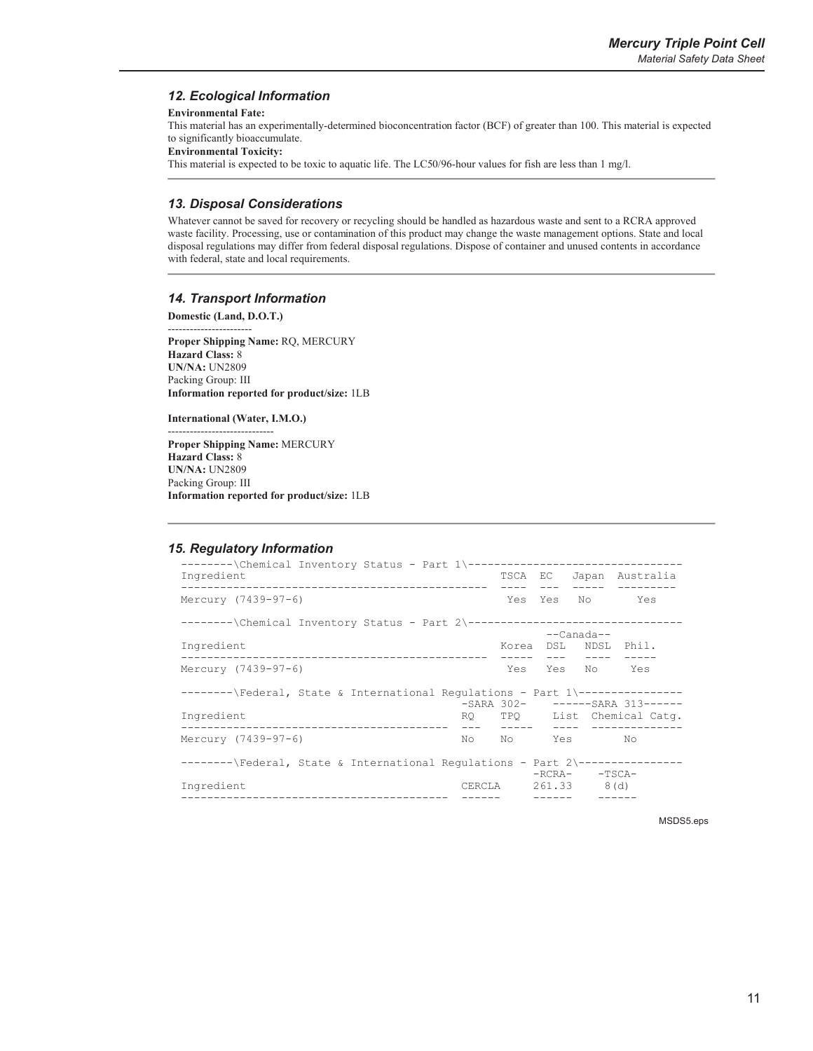## 12. Ecological Information

**Environmental Fate:**

This material has an experimentally-determined bioconcentration factor (BCF) of greater than 100. This material is expected to significantly bioaccumulate.

**Environmental Toxicity:**

This material is expected to be toxic to aquatic life. The LC50/96-hour values for fish are less than 1 mg/l.

## 13. Disposal Considerations

Whatever cannot be saved for recovery or recycling should be handled as hazardous waste and sent to a RCRA approved waste facility. Processing, use or contamination of this product may change the waste management options. State and local disposal regulations may differ from federal disposal regulations. Dispose of container and unused contents in accordance with federal, state and local requirements.

## 14. Transport Information

**Domestic (Land, D.O.T.)**

-----------------------

**Proper Shipping Name:** RQ, MERCURY
**Hazard Class:** 8
**UN/NA:** UN2809
Packing Group: III
**Information reported for product/size:** 1LB

**International (Water, I.M.O.)**

-----------------------------

**Proper Shipping Name:** MERCURY
**Hazard Class:** 8
**UN/NA:** UN2809
Packing Group: III
**Information reported for product/size:** 1LB

## 15. Regulatory Information

--------\Chemical Inventory Status - Part 1\---------------------------------

| Ingredient | TSCA | EC | Japan | Australia |
|---|---|---|---|---|
| Mercury (7439-97-6) | Yes | Yes | No | Yes |

--------\Chemical Inventory Status - Part 2\---------------------------------

| Ingredient | Korea | --Canada-- DSL | NDSL | Phil. |
|---|---|---|---|---|
| Mercury (7439-97-6) | Yes | Yes | No | Yes |

--------\Federal, State & International Regulations - Part 1\----------------

| Ingredient | -SARA 302- RQ | TPQ | ------SARA 313------ List | Chemical Catg. |
|---|---|---|---|---|
| Mercury (7439-97-6) | No | No | Yes | No |

--------\Federal, State & International Regulations - Part 2\----------------

| Ingredient | CERCLA | -RCRA- 261.33 | -TSCA- 8(d) |
|---|---|---|---|

MSDS5.eps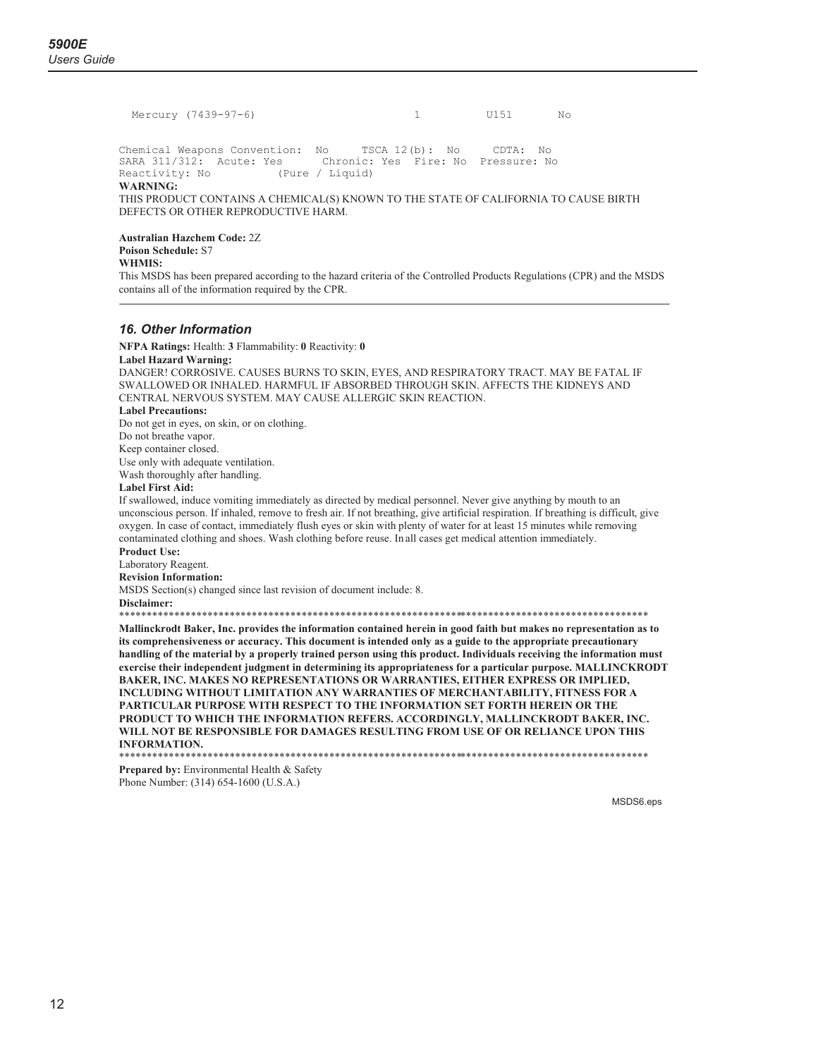```
  Mercury (7439-97-6)                          1          U151       No


Chemical Weapons Convention:  No     TSCA 12(b):  No     CDTA:  No
SARA 311/312:  Acute: Yes      Chronic: Yes  Fire: No  Pressure: No
Reactivity: No          (Pure / Liquid)
```

**WARNING:**

THIS PRODUCT CONTAINS A CHEMICAL(S) KNOWN TO THE STATE OF CALIFORNIA TO CAUSE BIRTH DEFECTS OR OTHER REPRODUCTIVE HARM.

**Australian Hazchem Code:** 2Z
**Poison Schedule:** S7
**WHMIS:**
This MSDS has been prepared according to the hazard criteria of the Controlled Products Regulations (CPR) and the MSDS contains all of the information required by the CPR.

## *16. Other Information*

**NFPA Ratings:** Health: **3** Flammability: **0** Reactivity: **0**

**Label Hazard Warning:**

DANGER! CORROSIVE. CAUSES BURNS TO SKIN, EYES, AND RESPIRATORY TRACT. MAY BE FATAL IF SWALLOWED OR INHALED. HARMFUL IF ABSORBED THROUGH SKIN. AFFECTS THE KIDNEYS AND CENTRAL NERVOUS SYSTEM. MAY CAUSE ALLERGIC SKIN REACTION.

**Label Precautions:**

Do not get in eyes, on skin, or on clothing.
Do not breathe vapor.
Keep container closed.
Use only with adequate ventilation.
Wash thoroughly after handling.

**Label First Aid:**

If swallowed, induce vomiting immediately as directed by medical personnel. Never give anything by mouth to an unconscious person. If inhaled, remove to fresh air. If not breathing, give artificial respiration. If breathing is difficult, give oxygen. In case of contact, immediately flush eyes or skin with plenty of water for at least 15 minutes while removing contaminated clothing and shoes. Wash clothing before reuse. In all cases get medical attention immediately.

**Product Use:**

Laboratory Reagent.

**Revision Information:**

MSDS Section(s) changed since last revision of document include: 8.

**Disclaimer:**

************************************************************************************************************

**Mallinckrodt Baker, Inc. provides the information contained herein in good faith but makes no representation as to its comprehensiveness or accuracy. This document is intended only as a guide to the appropriate precautionary handling of the material by a properly trained person using this product. Individuals receiving the information must exercise their independent judgment in determining its appropriateness for a particular purpose. MALLINCKRODT BAKER, INC. MAKES NO REPRESENTATIONS OR WARRANTIES, EITHER EXPRESS OR IMPLIED, INCLUDING WITHOUT LIMITATION ANY WARRANTIES OF MERCHANTABILITY, FITNESS FOR A PARTICULAR PURPOSE WITH RESPECT TO THE INFORMATION SET FORTH HEREIN OR THE PRODUCT TO WHICH THE INFORMATION REFERS. ACCORDINGLY, MALLINCKRODT BAKER, INC. WILL NOT BE RESPONSIBLE FOR DAMAGES RESULTING FROM USE OF OR RELIANCE UPON THIS INFORMATION.**

************************************************************************************************************

**Prepared by:** Environmental Health & Safety
Phone Number: (314) 654-1600 (U.S.A.)

MSDS6.eps